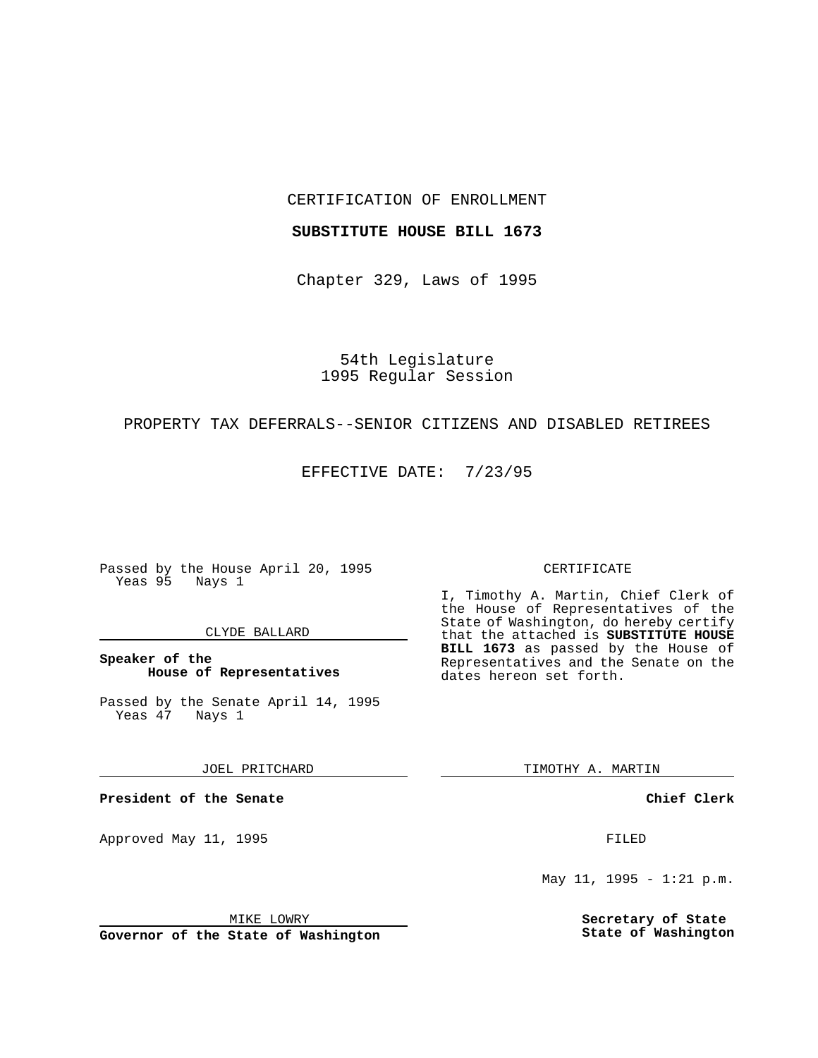CERTIFICATION OF ENROLLMENT

**SUBSTITUTE HOUSE BILL 1673**

Chapter 329, Laws of 1995

54th Legislature
1995 Regular Session

PROPERTY TAX DEFERRALS--SENIOR CITIZENS AND DISABLED RETIREES

EFFECTIVE DATE: 7/23/95

Passed by the House April 20, 1995
Yeas 95 Nays 1

CLYDE BALLARD

**Speaker of the House of Representatives**

Passed by the Senate April 14, 1995
Yeas 47 Nays 1

JOEL PRITCHARD

**President of the Senate**

Approved May 11, 1995

MIKE LOWRY

**Governor of the State of Washington**

CERTIFICATE

I, Timothy A. Martin, Chief Clerk of the House of Representatives of the State of Washington, do hereby certify that the attached is **SUBSTITUTE HOUSE BILL 1673** as passed by the House of Representatives and the Senate on the dates hereon set forth.

TIMOTHY A. MARTIN

**Chief Clerk**

FILED

May 11, 1995 - 1:21 p.m.

**Secretary of State**
**State of Washington**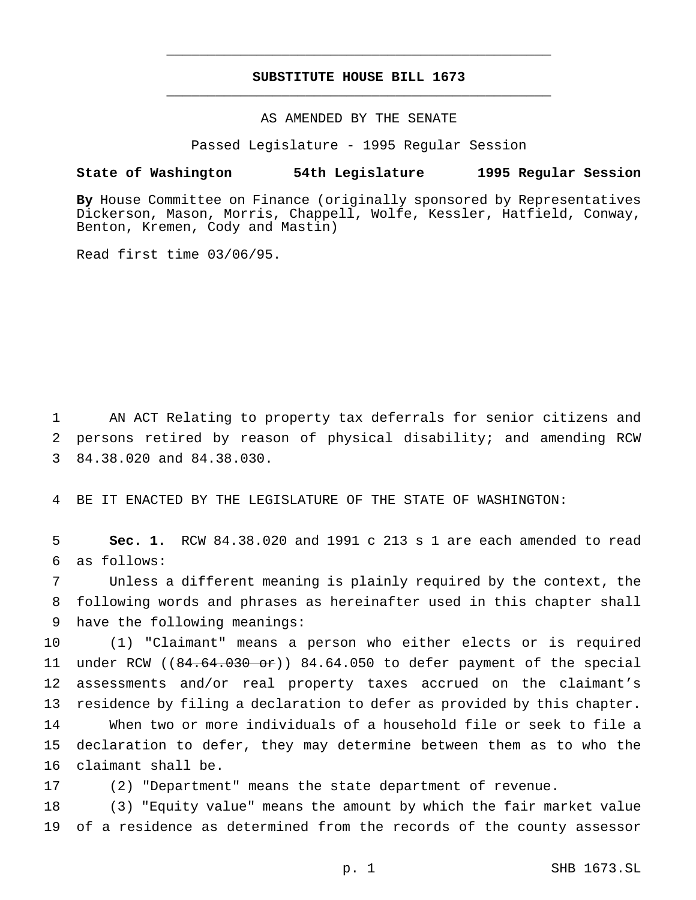**SUBSTITUTE HOUSE BILL 1673**

AS AMENDED BY THE SENATE

Passed Legislature - 1995 Regular Session

**State of Washington 54th Legislature 1995 Regular Session**

**By** House Committee on Finance (originally sponsored by Representatives Dickerson, Mason, Morris, Chappell, Wolfe, Kessler, Hatfield, Conway, Benton, Kremen, Cody and Mastin)

Read first time 03/06/95.

1 AN ACT Relating to property tax deferrals for senior citizens and
2 persons retired by reason of physical disability; and amending RCW
3 84.38.020 and 84.38.030.

4 BE IT ENACTED BY THE LEGISLATURE OF THE STATE OF WASHINGTON:

5 **Sec. 1.** RCW 84.38.020 and 1991 c 213 s 1 are each amended to read
6 as follows:

7 Unless a different meaning is plainly required by the context, the
8 following words and phrases as hereinafter used in this chapter shall
9 have the following meanings:

10 (1) "Claimant" means a person who either elects or is required
11 under RCW ((~~84.64.030 or~~)) 84.64.050 to defer payment of the special
12 assessments and/or real property taxes accrued on the claimant's
13 residence by filing a declaration to defer as provided by this chapter.

14 When two or more individuals of a household file or seek to file a
15 declaration to defer, they may determine between them as to who the
16 claimant shall be.

17 (2) "Department" means the state department of revenue.

18 (3) "Equity value" means the amount by which the fair market value
19 of a residence as determined from the records of the county assessor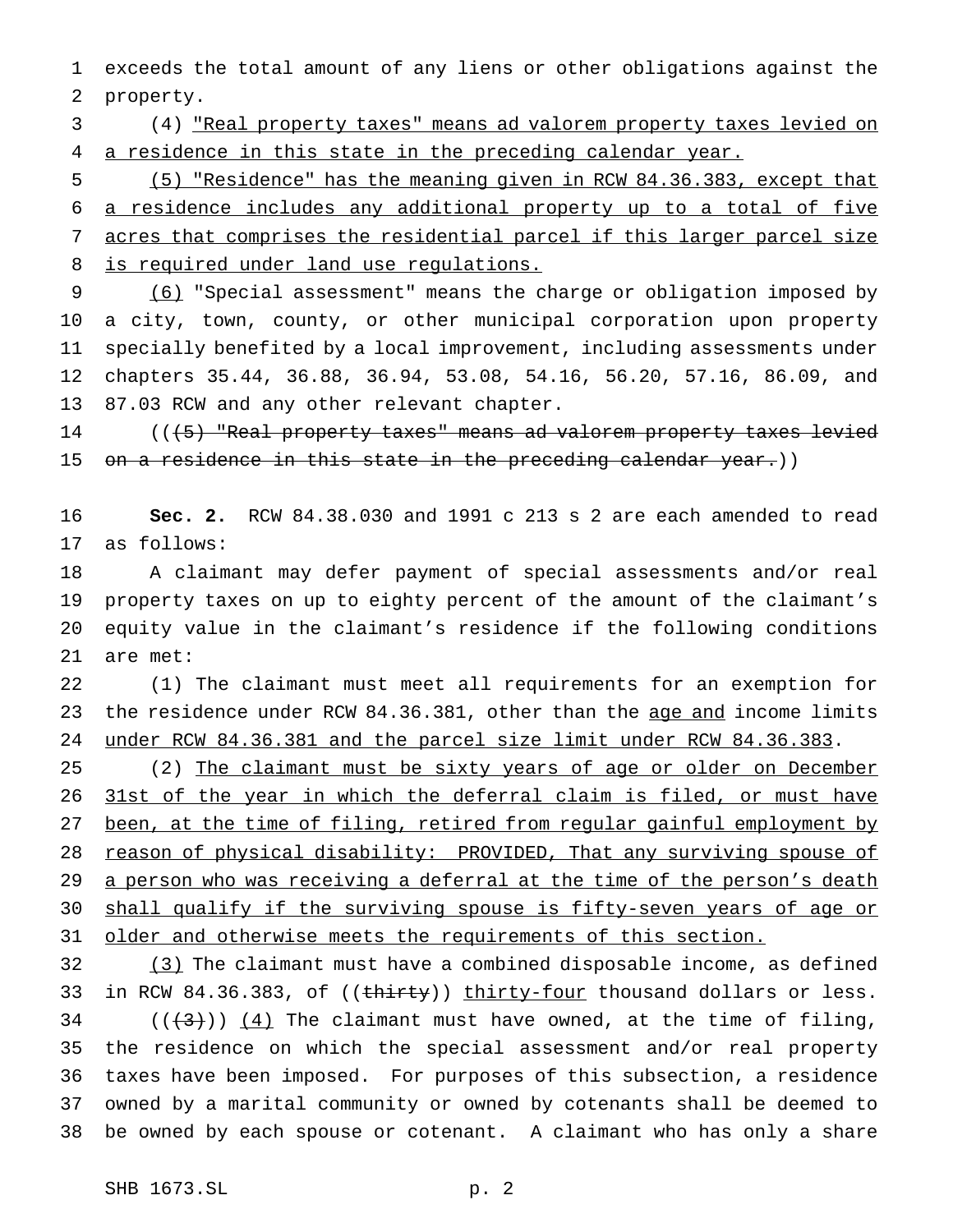exceeds the total amount of any liens or other obligations against the property.

(4) "Real property taxes" means ad valorem property taxes levied on a residence in this state in the preceding calendar year.

(5) "Residence" has the meaning given in RCW 84.36.383, except that a residence includes any additional property up to a total of five acres that comprises the residential parcel if this larger parcel size is required under land use regulations.

(6) "Special assessment" means the charge or obligation imposed by a city, town, county, or other municipal corporation upon property specially benefited by a local improvement, including assessments under chapters 35.44, 36.88, 36.94, 53.08, 54.16, 56.20, 57.16, 86.09, and 87.03 RCW and any other relevant chapter.

((~~(5) "Real property taxes" means ad valorem property taxes levied on a residence in this state in the preceding calendar year.~~))

**Sec. 2.** RCW 84.38.030 and 1991 c 213 s 2 are each amended to read as follows:

A claimant may defer payment of special assessments and/or real property taxes on up to eighty percent of the amount of the claimant's equity value in the claimant's residence if the following conditions are met:

(1) The claimant must meet all requirements for an exemption for the residence under RCW 84.36.381, other than the age and income limits under RCW 84.36.381 and the parcel size limit under RCW 84.36.383.

(2) The claimant must be sixty years of age or older on December 31st of the year in which the deferral claim is filed, or must have been, at the time of filing, retired from regular gainful employment by reason of physical disability: PROVIDED, That any surviving spouse of a person who was receiving a deferral at the time of the person's death shall qualify if the surviving spouse is fifty-seven years of age or older and otherwise meets the requirements of this section.

(3) The claimant must have a combined disposable income, as defined in RCW 84.36.383, of ((~~thirty~~)) thirty-four thousand dollars or less.

((~~(3)~~)) (4) The claimant must have owned, at the time of filing, the residence on which the special assessment and/or real property taxes have been imposed. For purposes of this subsection, a residence owned by a marital community or owned by cotenants shall be deemed to be owned by each spouse or cotenant. A claimant who has only a share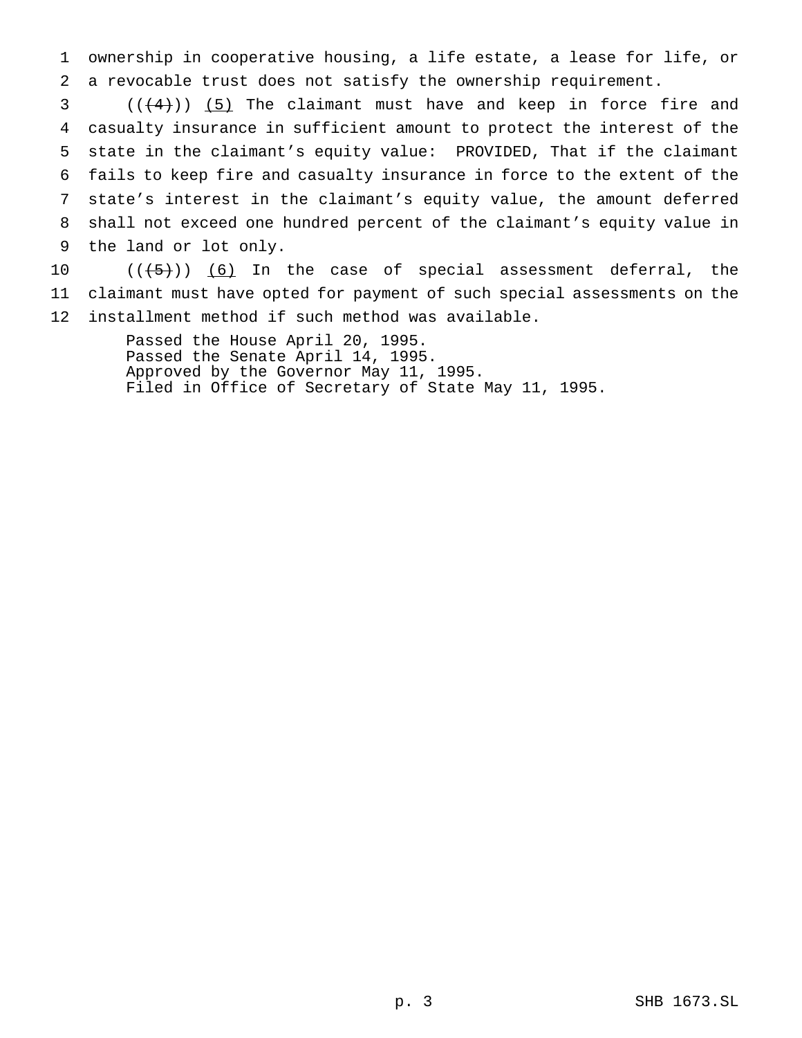ownership in cooperative housing, a life estate, a lease for life, or a revocable trust does not satisfy the ownership requirement.

(((4))) (5) The claimant must have and keep in force fire and casualty insurance in sufficient amount to protect the interest of the state in the claimant's equity value: PROVIDED, That if the claimant fails to keep fire and casualty insurance in force to the extent of the state's interest in the claimant's equity value, the amount deferred shall not exceed one hundred percent of the claimant's equity value in the land or lot only.

(((5))) (6) In the case of special assessment deferral, the claimant must have opted for payment of such special assessments on the installment method if such method was available.

Passed the House April 20, 1995.
Passed the Senate April 14, 1995.
Approved by the Governor May 11, 1995.
Filed in Office of Secretary of State May 11, 1995.